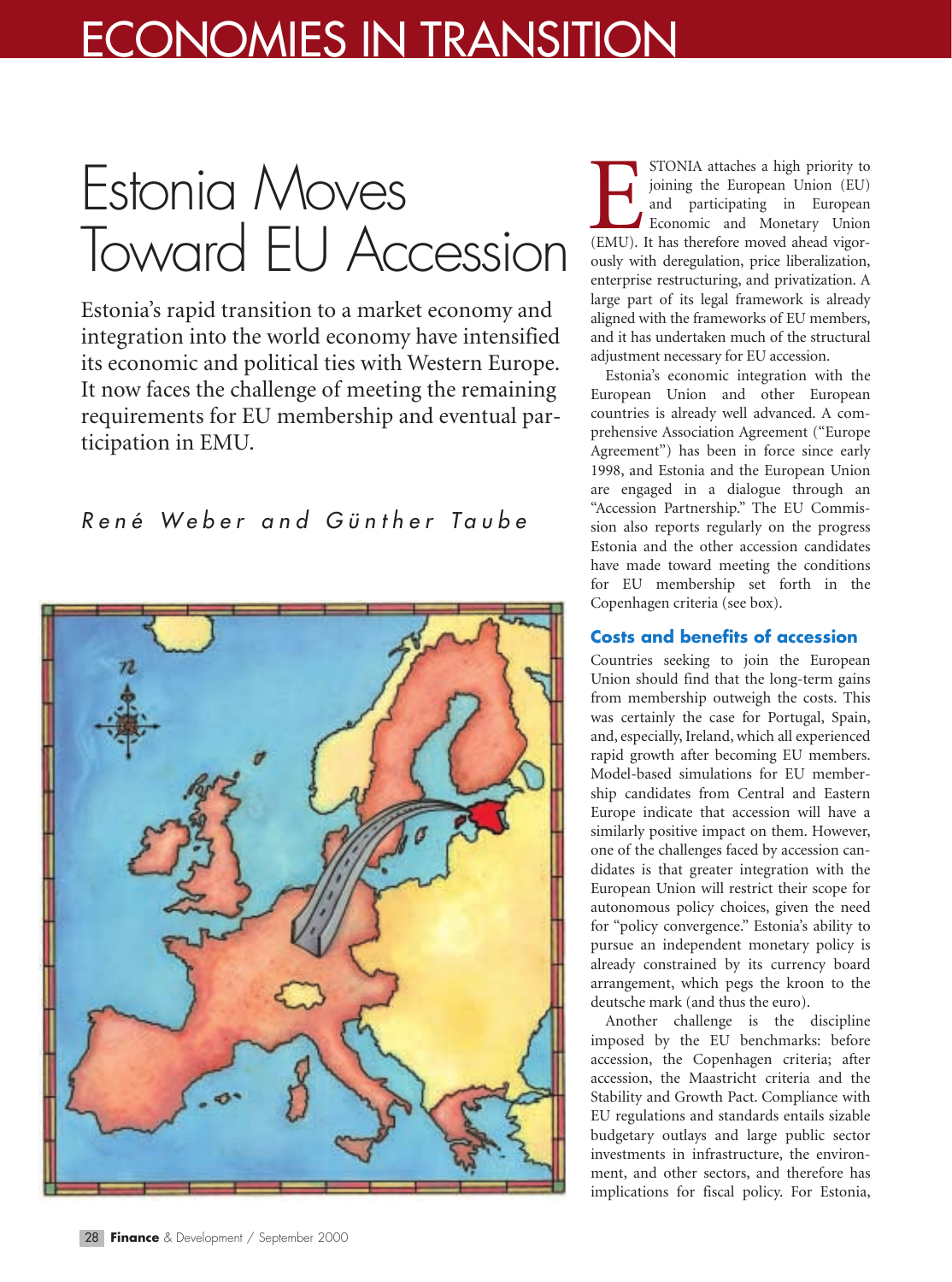# ECONOMIES IN TRANSITION

# Estonia Moves Toward EU Accession

Estonia's rapid transition to a market economy and integration into the world economy have intensified its economic and political ties with Western Europe. It now faces the challenge of meeting the remaining requirements for EU membership and eventual participation in EMU.

*René Weber and Günther Taube*

ESTONIA attaches a high priority to joining the European Union (EU) and participating in European Economic and Monetary Union (EMU). It has therefore moved ahead vigorously with deregulation, price liberalization, enterprise restructuring, and privatization. A large part of its legal framework is already aligned with the frameworks of EU members, and it has undertaken much of the structural adjustment necessary for EU accession.

Estonia's economic integration with the European Union and other European countries is already well advanced. A comprehensive Association Agreement ("Europe Agreement") has been in force since early 1998, and Estonia and the European Union are engaged in a dialogue through an "Accession Partnership." The EU Commission also reports regularly on the progress Estonia and the other accession candidates have made toward meeting the conditions for EU membership set forth in the Copenhagen criteria (see box).

## Costs and benefits of accession

Countries seeking to join the European Union should find that the long-term gains from membership outweigh the costs. This was certainly the case for Portugal, Spain, and, especially, Ireland, which all experienced rapid growth after becoming EU members. Model-based simulations for EU membership candidates from Central and Eastern Europe indicate that accession will have a similarly positive impact on them. However, one of the challenges faced by accession candidates is that greater integration with the European Union will restrict their scope for autonomous policy choices, given the need for "policy convergence." Estonia's ability to pursue an independent monetary policy is already constrained by its currency board arrangement, which pegs the kroon to the deutsche mark (and thus the euro).

Another challenge is the discipline imposed by the EU benchmarks: before accession, the Copenhagen criteria; after accession, the Maastricht criteria and the Stability and Growth Pact. Compliance with EU regulations and standards entails sizable budgetary outlays and large public sector investments in infrastructure, the environment, and other sectors, and therefore has implications for fiscal policy. For Estonia,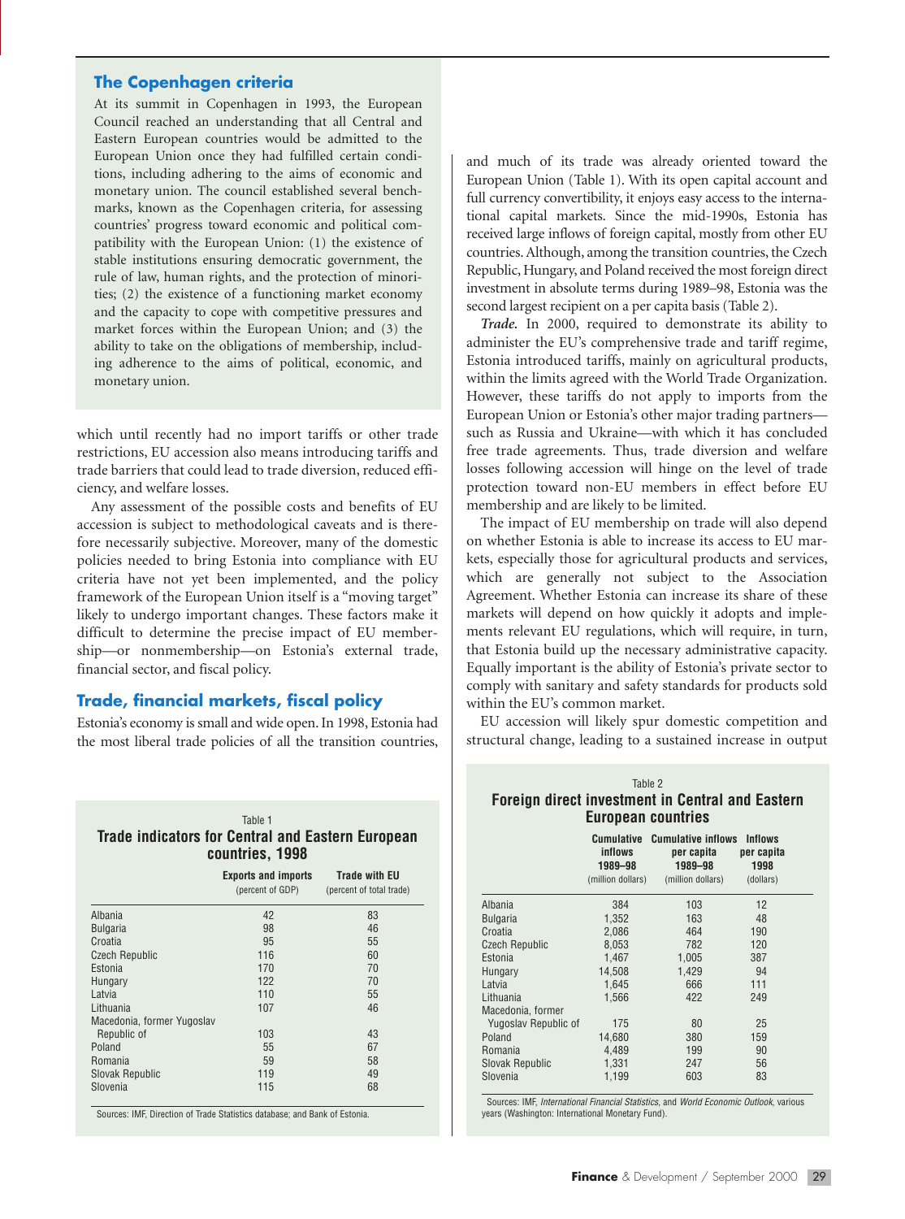### The Copenhagen criteria

At its summit in Copenhagen in 1993, the European Council reached an understanding that all Central and Eastern European countries would be admitted to the European Union once they had fulfilled certain conditions, including adhering to the aims of economic and monetary union. The council established several benchmarks, known as the Copenhagen criteria, for assessing countries' progress toward economic and political compatibility with the European Union: (1) the existence of stable institutions ensuring democratic government, the rule of law, human rights, and the protection of minorities; (2) the existence of a functioning market economy and the capacity to cope with competitive pressures and market forces within the European Union; and (3) the ability to take on the obligations of membership, including adherence to the aims of political, economic, and monetary union.

which until recently had no import tariffs or other trade restrictions, EU accession also means introducing tariffs and trade barriers that could lead to trade diversion, reduced efficiency, and welfare losses.

Any assessment of the possible costs and benefits of EU accession is subject to methodological caveats and is therefore necessarily subjective. Moreover, many of the domestic policies needed to bring Estonia into compliance with EU criteria have not yet been implemented, and the policy framework of the European Union itself is a "moving target" likely to undergo important changes. These factors make it difficult to determine the precise impact of EU membership—or nonmembership—on Estonia's external trade, financial sector, and fiscal policy.

## Trade, financial markets, fiscal policy

Estonia's economy is small and wide open. In 1998, Estonia had the most liberal trade policies of all the transition countries, and much of its trade was already oriented toward the European Union (Table 1). With its open capital account and full currency convertibility, it enjoys easy access to the international capital markets. Since the mid-1990s, Estonia has received large inflows of foreign capital, mostly from other EU countries. Although, among the transition countries, the Czech Republic, Hungary, and Poland received the most foreign direct investment in absolute terms during 1989–98, Estonia was the second largest recipient on a per capita basis (Table 2).

***Trade.*** In 2000, required to demonstrate its ability to administer the EU's comprehensive trade and tariff regime, Estonia introduced tariffs, mainly on agricultural products, within the limits agreed with the World Trade Organization. However, these tariffs do not apply to imports from the European Union or Estonia's other major trading partners—such as Russia and Ukraine—with which it has concluded free trade agreements. Thus, trade diversion and welfare losses following accession will hinge on the level of trade protection toward non-EU members in effect before EU membership and are likely to be limited.

The impact of EU membership on trade will also depend on whether Estonia is able to increase its access to EU markets, especially those for agricultural products and services, which are generally not subject to the Association Agreement. Whether Estonia can increase its share of these markets will depend on how quickly it adopts and implements relevant EU regulations, which will require, in turn, that Estonia build up the necessary administrative capacity. Equally important is the ability of Estonia's private sector to comply with sanitary and safety standards for products sold within the EU's common market.

EU accession will likely spur domestic competition and structural change, leading to a sustained increase in output

Table 1
**Trade indicators for Central and Eastern European countries, 1998**

| | Exports and imports (percent of GDP) | Trade with EU (percent of total trade) |
|---|---|---|
| Albania | 42 | 83 |
| Bulgaria | 98 | 46 |
| Croatia | 95 | 55 |
| Czech Republic | 116 | 60 |
| Estonia | 170 | 70 |
| Hungary | 122 | 70 |
| Latvia | 110 | 55 |
| Lithuania | 107 | 46 |
| Macedonia, former Yugoslav Republic of | 103 | 43 |
| Poland | 55 | 67 |
| Romania | 59 | 58 |
| Slovak Republic | 119 | 49 |
| Slovenia | 115 | 68 |

Sources: IMF, Direction of Trade Statistics database; and Bank of Estonia.

Table 2
**Foreign direct investment in Central and Eastern European countries**

| | Cumulative inflows 1989–98 (million dollars) | Cumulative inflows per capita 1989–98 (million dollars) | Inflows per capita 1998 (dollars) |
|---|---|---|---|
| Albania | 384 | 103 | 12 |
| Bulgaria | 1,352 | 163 | 48 |
| Croatia | 2,086 | 464 | 190 |
| Czech Republic | 8,053 | 782 | 120 |
| Estonia | 1,467 | 1,005 | 387 |
| Hungary | 14,508 | 1,429 | 94 |
| Latvia | 1,645 | 666 | 111 |
| Lithuania | 1,566 | 422 | 249 |
| Macedonia, former Yugoslav Republic of | 175 | 80 | 25 |
| Poland | 14,680 | 380 | 159 |
| Romania | 4,489 | 199 | 90 |
| Slovak Republic | 1,331 | 247 | 56 |
| Slovenia | 1,199 | 603 | 83 |

Sources: IMF, *International Financial Statistics*, and *World Economic Outlook*, various years (Washington: International Monetary Fund).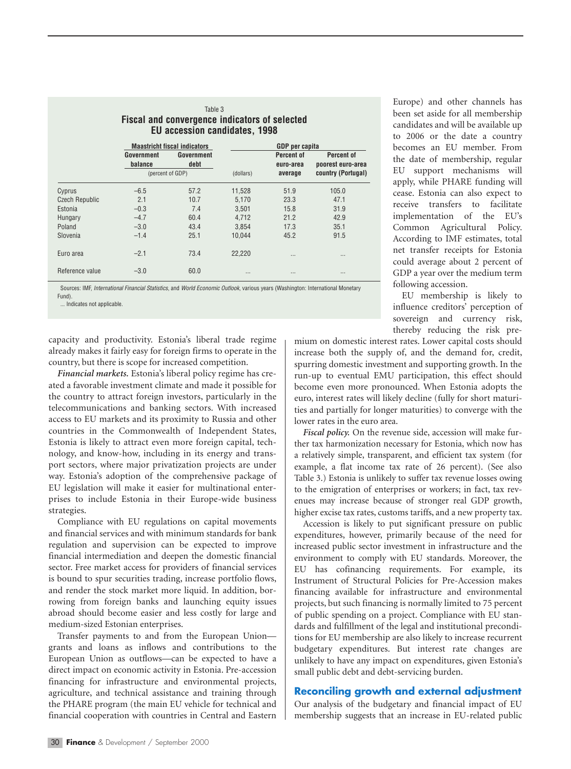Table 3
**Fiscal and convergence indicators of selected EU accession candidates, 1998**

| | Maastricht fiscal indicators | | GDP per capita | | |
|---|---|---|---|---|---|
| | Government balance | Government debt | | Percent of euro-area average | Percent of poorest euro-area country (Portugal) |
| | (percent of GDP) | | (dollars) | | |
| Cyprus | –6.5 | 57.2 | 11,528 | 51.9 | 105.0 |
| Czech Republic | 2.1 | 10.7 | 5,170 | 23.3 | 47.1 |
| Estonia | –0.3 | 7.4 | 3,501 | 15.8 | 31.9 |
| Hungary | –4.7 | 60.4 | 4,712 | 21.2 | 42.9 |
| Poland | –3.0 | 43.4 | 3,854 | 17.3 | 35.1 |
| Slovenia | –1.4 | 25.1 | 10,044 | 45.2 | 91.5 |
| Euro area | –2.1 | 73.4 | 22,220 | ... | ... |
| Reference value | –3.0 | 60.0 | ... | ... | ... |

Sources: IMF, *International Financial Statistics*, and *World Economic Outlook*, various years (Washington: International Monetary Fund).
... Indicates not applicable.

capacity and productivity. Estonia's liberal trade regime already makes it fairly easy for foreign firms to operate in the country, but there is scope for increased competition.

***Financial markets.*** Estonia's liberal policy regime has created a favorable investment climate and made it possible for the country to attract foreign investors, particularly in the telecommunications and banking sectors. With increased access to EU markets and its proximity to Russia and other countries in the Commonwealth of Independent States, Estonia is likely to attract even more foreign capital, technology, and know-how, including in its energy and transport sectors, where major privatization projects are under way. Estonia's adoption of the comprehensive package of EU legislation will make it easier for multinational enterprises to include Estonia in their Europe-wide business strategies.

Compliance with EU regulations on capital movements and financial services and with minimum standards for bank regulation and supervision can be expected to improve financial intermediation and deepen the domestic financial sector. Free market access for providers of financial services is bound to spur securities trading, increase portfolio flows, and render the stock market more liquid. In addition, borrowing from foreign banks and launching equity issues abroad should become easier and less costly for large and medium-sized Estonian enterprises.

Transfer payments to and from the European Union—grants and loans as inflows and contributions to the European Union as outflows—can be expected to have a direct impact on economic activity in Estonia. Pre-accession financing for infrastructure and environmental projects, agriculture, and technical assistance and training through the PHARE program (the main EU vehicle for technical and financial cooperation with countries in Central and Eastern Europe) and other channels has been set aside for all membership candidates and will be available up to 2006 or the date a country becomes an EU member. From the date of membership, regular EU support mechanisms will apply, while PHARE funding will cease. Estonia can also expect to receive transfers to facilitate implementation of the EU's Common Agricultural Policy. According to IMF estimates, total net transfer receipts for Estonia could average about 2 percent of GDP a year over the medium term following accession.

EU membership is likely to influence creditors' perception of sovereign and currency risk, thereby reducing the risk premium on domestic interest rates. Lower capital costs should increase both the supply of, and the demand for, credit, spurring domestic investment and supporting growth. In the run-up to eventual EMU participation, this effect should become even more pronounced. When Estonia adopts the euro, interest rates will likely decline (fully for short maturities and partially for longer maturities) to converge with the lower rates in the euro area.

***Fiscal policy.*** On the revenue side, accession will make further tax harmonization necessary for Estonia, which now has a relatively simple, transparent, and efficient tax system (for example, a flat income tax rate of 26 percent). (See also Table 3.) Estonia is unlikely to suffer tax revenue losses owing to the emigration of enterprises or workers; in fact, tax revenues may increase because of stronger real GDP growth, higher excise tax rates, customs tariffs, and a new property tax.

Accession is likely to put significant pressure on public expenditures, however, primarily because of the need for increased public sector investment in infrastructure and the environment to comply with EU standards. Moreover, the EU has cofinancing requirements. For example, its Instrument of Structural Policies for Pre-Accession makes financing available for infrastructure and environmental projects, but such financing is normally limited to 75 percent of public spending on a project. Compliance with EU standards and fulfillment of the legal and institutional preconditions for EU membership are also likely to increase recurrent budgetary expenditures. But interest rate changes are unlikely to have any impact on expenditures, given Estonia's small public debt and debt-servicing burden.

## Reconciling growth and external adjustment

Our analysis of the budgetary and financial impact of EU membership suggests that an increase in EU-related public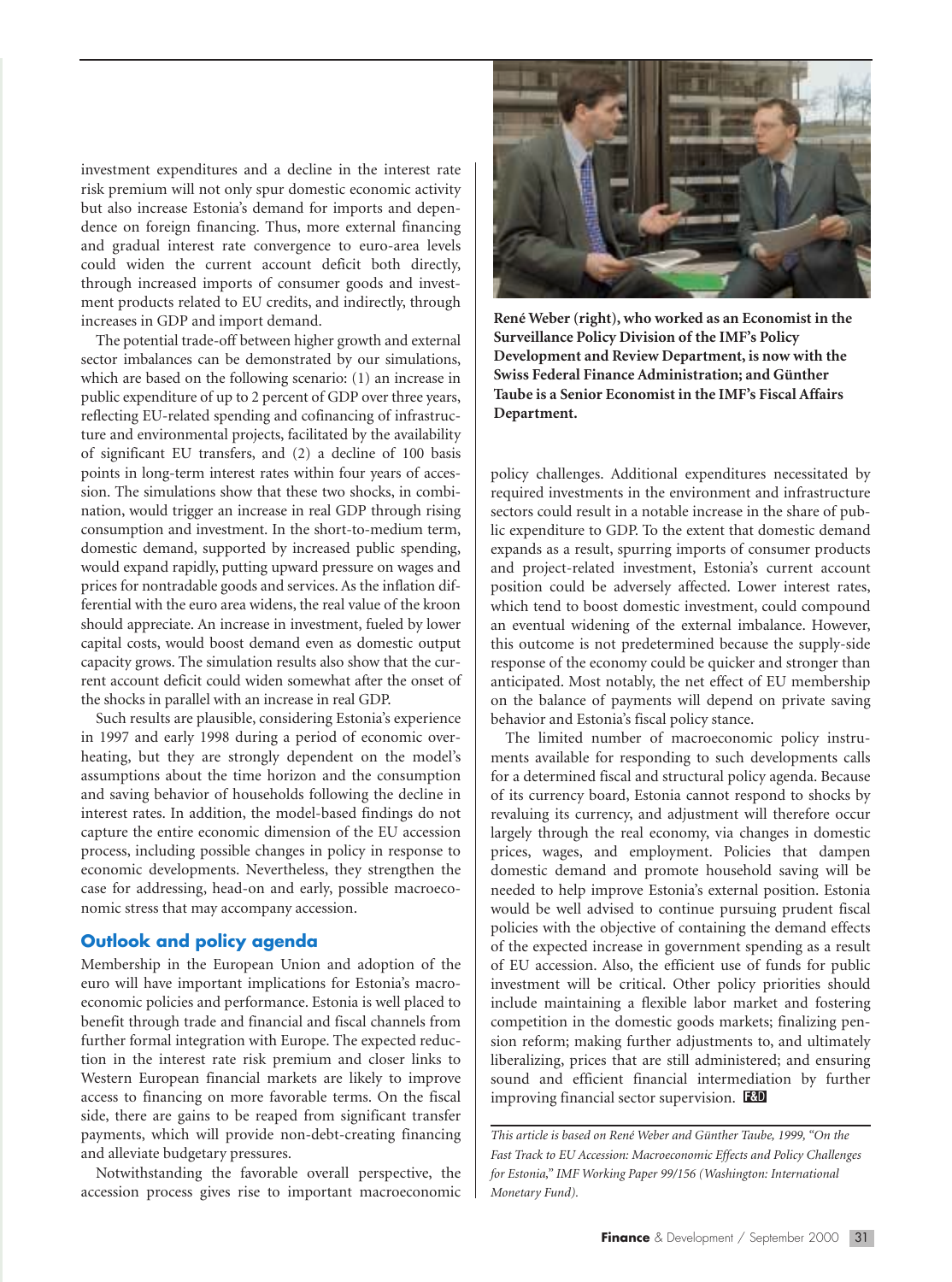investment expenditures and a decline in the interest rate risk premium will not only spur domestic economic activity but also increase Estonia's demand for imports and dependence on foreign financing. Thus, more external financing and gradual interest rate convergence to euro-area levels could widen the current account deficit both directly, through increased imports of consumer goods and investment products related to EU credits, and indirectly, through increases in GDP and import demand.

The potential trade-off between higher growth and external sector imbalances can be demonstrated by our simulations, which are based on the following scenario: (1) an increase in public expenditure of up to 2 percent of GDP over three years, reflecting EU-related spending and cofinancing of infrastructure and environmental projects, facilitated by the availability of significant EU transfers, and (2) a decline of 100 basis points in long-term interest rates within four years of accession. The simulations show that these two shocks, in combination, would trigger an increase in real GDP through rising consumption and investment. In the short-to-medium term, domestic demand, supported by increased public spending, would expand rapidly, putting upward pressure on wages and prices for nontradable goods and services. As the inflation differential with the euro area widens, the real value of the kroon should appreciate. An increase in investment, fueled by lower capital costs, would boost demand even as domestic output capacity grows. The simulation results also show that the current account deficit could widen somewhat after the onset of the shocks in parallel with an increase in real GDP.

Such results are plausible, considering Estonia's experience in 1997 and early 1998 during a period of economic overheating, but they are strongly dependent on the model's assumptions about the time horizon and the consumption and saving behavior of households following the decline in interest rates. In addition, the model-based findings do not capture the entire economic dimension of the EU accession process, including possible changes in policy in response to economic developments. Nevertheless, they strengthen the case for addressing, head-on and early, possible macroeconomic stress that may accompany accession.

## Outlook and policy agenda

Membership in the European Union and adoption of the euro will have important implications for Estonia's macroeconomic policies and performance. Estonia is well placed to benefit through trade and financial and fiscal channels from further formal integration with Europe. The expected reduction in the interest rate risk premium and closer links to Western European financial markets are likely to improve access to financing on more favorable terms. On the fiscal side, there are gains to be reaped from significant transfer payments, which will provide non-debt-creating financing and alleviate budgetary pressures.

Notwithstanding the favorable overall perspective, the accession process gives rise to important macroeconomic policy challenges. Additional expenditures necessitated by required investments in the environment and infrastructure sectors could result in a notable increase in the share of public expenditure to GDP. To the extent that domestic demand expands as a result, spurring imports of consumer products and project-related investment, Estonia's current account position could be adversely affected. Lower interest rates, which tend to boost domestic investment, could compound an eventual widening of the external imbalance. However, this outcome is not predetermined because the supply-side response of the economy could be quicker and stronger than anticipated. Most notably, the net effect of EU membership on the balance of payments will depend on private saving behavior and Estonia's fiscal policy stance.

The limited number of macroeconomic policy instruments available for responding to such developments calls for a determined fiscal and structural policy agenda. Because of its currency board, Estonia cannot respond to shocks by revaluing its currency, and adjustment will therefore occur largely through the real economy, via changes in domestic prices, wages, and employment. Policies that dampen domestic demand and promote household saving will be needed to help improve Estonia's external position. Estonia would be well advised to continue pursuing prudent fiscal policies with the objective of containing the demand effects of the expected increase in government spending as a result of EU accession. Also, the efficient use of funds for public investment will be critical. Other policy priorities should include maintaining a flexible labor market and fostering competition in the domestic goods markets; finalizing pension reform; making further adjustments to, and ultimately liberalizing, prices that are still administered; and ensuring sound and efficient financial intermediation by further improving financial sector supervision. F&D

**René Weber (right), who worked as an Economist in the Surveillance Policy Division of the IMF's Policy Development and Review Department, is now with the Swiss Federal Finance Administration; and Günther Taube is a Senior Economist in the IMF's Fiscal Affairs Department.**

*This article is based on René Weber and Günther Taube, 1999, "On the Fast Track to EU Accession: Macroeconomic Effects and Policy Challenges for Estonia," IMF Working Paper 99/156 (Washington: International Monetary Fund).*